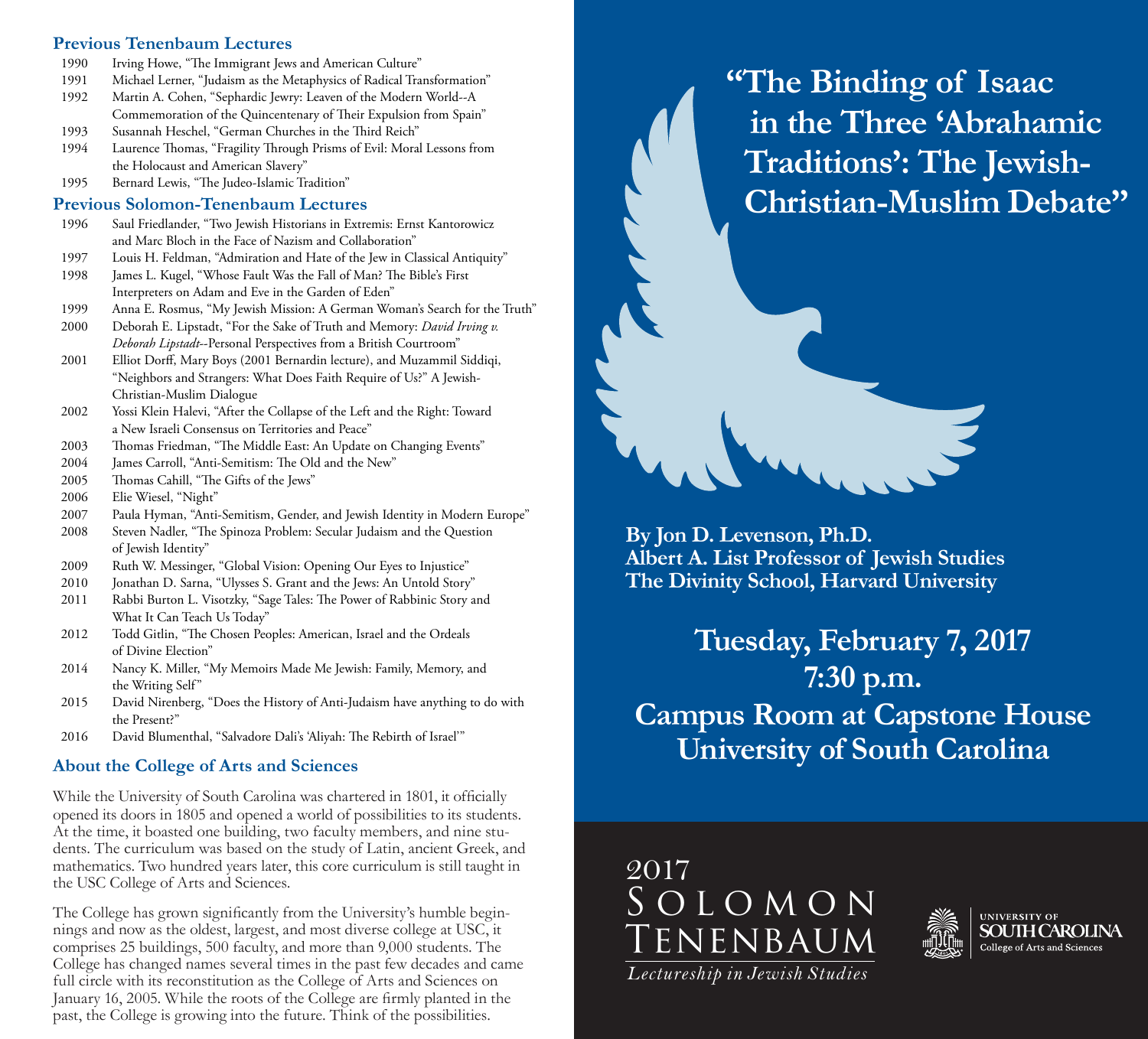## Previous Tenenbaum Lectures

- 1990 Irving Howe, "The Immigrant Jews and American Culture"
- 1991 Michael Lerner, "Judaism as the Metaphysics of Radical Transformation"
- 1992 Martin A. Cohen, "Sephardic Jewry: Leaven of the Modern World--A Commemoration of the Quincentenary of Their Expulsion from Spain"
- 1993 Susannah Heschel, "German Churches in the Third Reich"
- 1994 Laurence Thomas, "Fragility Through Prisms of Evil: Moral Lessons from the Holocaust and American Slavery"
- 1995 Bernard Lewis, "The Judeo-Islamic Tradition"

## Previous Solomon-Tenenbaum Lectures

- 1996 Saul Friedlander, "Two Jewish Historians in Extremis: Ernst Kantorowicz and Marc Bloch in the Face of Nazism and Collaboration"
- 1997 Louis H. Feldman, "Admiration and Hate of the Jew in Classical Antiquity"
- 1998 James L. Kugel, "Whose Fault Was the Fall of Man? The Bible's First Interpreters on Adam and Eve in the Garden of Eden"
- 1999 Anna E. Rosmus, "My Jewish Mission: A German Woman's Search for the Truth"
- 2000 Deborah E. Lipstadt, "For the Sake of Truth and Memory: *David Irving v. Deborah Lipstadt*--Personal Perspectives from a British Courtroom"
- 2001 Elliot Dorff, Mary Boys (2001 Bernardin lecture), and Muzammil Siddiqi, "Neighbors and Strangers: What Does Faith Require of Us?" A Jewish-Christian-Muslim Dialogue
- 2002 Yossi Klein Halevi, "After the Collapse of the Left and the Right: Toward a New Israeli Consensus on Territories and Peace"
- 2003 Thomas Friedman, "The Middle East: An Update on Changing Events"
- 2004 James Carroll, "Anti-Semitism: The Old and the New"
- 2005 Thomas Cahill, "The Gifts of the Jews"
- 2006 Elie Wiesel, "Night"
- 2007 Paula Hyman, "Anti-Semitism, Gender, and Jewish Identity in Modern Europe"
- 2008 Steven Nadler, "The Spinoza Problem: Secular Judaism and the Question of Jewish Identity"
- 2009 Ruth W. Messinger, "Global Vision: Opening Our Eyes to Injustice"
- 2010 Jonathan D. Sarna, "Ulysses S. Grant and the Jews: An Untold Story"
- 2011 Rabbi Burton L. Visotzky, "Sage Tales: The Power of Rabbinic Story and What It Can Teach Us Today"
- 2012 Todd Gitlin, "The Chosen Peoples: American, Israel and the Ordeals of Divine Election"
- 2014 Nancy K. Miller, "My Memoirs Made Me Jewish: Family, Memory, and the Writing Self"
- 2015 David Nirenberg, "Does the History of Anti-Judaism have anything to do with the Present?"
- 2016 David Blumenthal, "Salvadore Dali's 'Aliyah: The Rebirth of Israel'"

## About the College of Arts and Sciences

While the University of South Carolina was chartered in 1801, it officially opened its doors in 1805 and opened a world of possibilities to its students. At the time, it boasted one building, two faculty members, and nine students. The curriculum was based on the study of Latin, ancient Greek, and mathematics. Two hundred years later, this core curriculum is still taught in the USC College of Arts and Sciences.

The College has grown significantly from the University's humble beginnings and now as the oldest, largest, and most diverse college at USC, it comprises 25 buildings, 500 faculty, and more than 9,000 students. The College has changed names several times in the past few decades and came full circle with its reconstitution as the College of Arts and Sciences on January 16, 2005. While the roots of the College are firmly planted in the past, the College is growing into the future. Think of the possibilities.

# "The Binding of Isaac in the Three 'Abrahamic Traditions': The Jewish-Christian-Muslim Debate"

**By Jon D. Levenson, Ph.D.**
**Albert A. List Professor of Jewish Studies**
**The Divinity School, Harvard University**

**Tuesday, February 7, 2017**
**7:30 p.m.**
**Campus Room at Capstone House**
**University of South Carolina**

2017
SOLOMON TENENBAUM
*Lectureship in Jewish Studies*

UNIVERSITY OF SOUTH CAROLINA
College of Arts and Sciences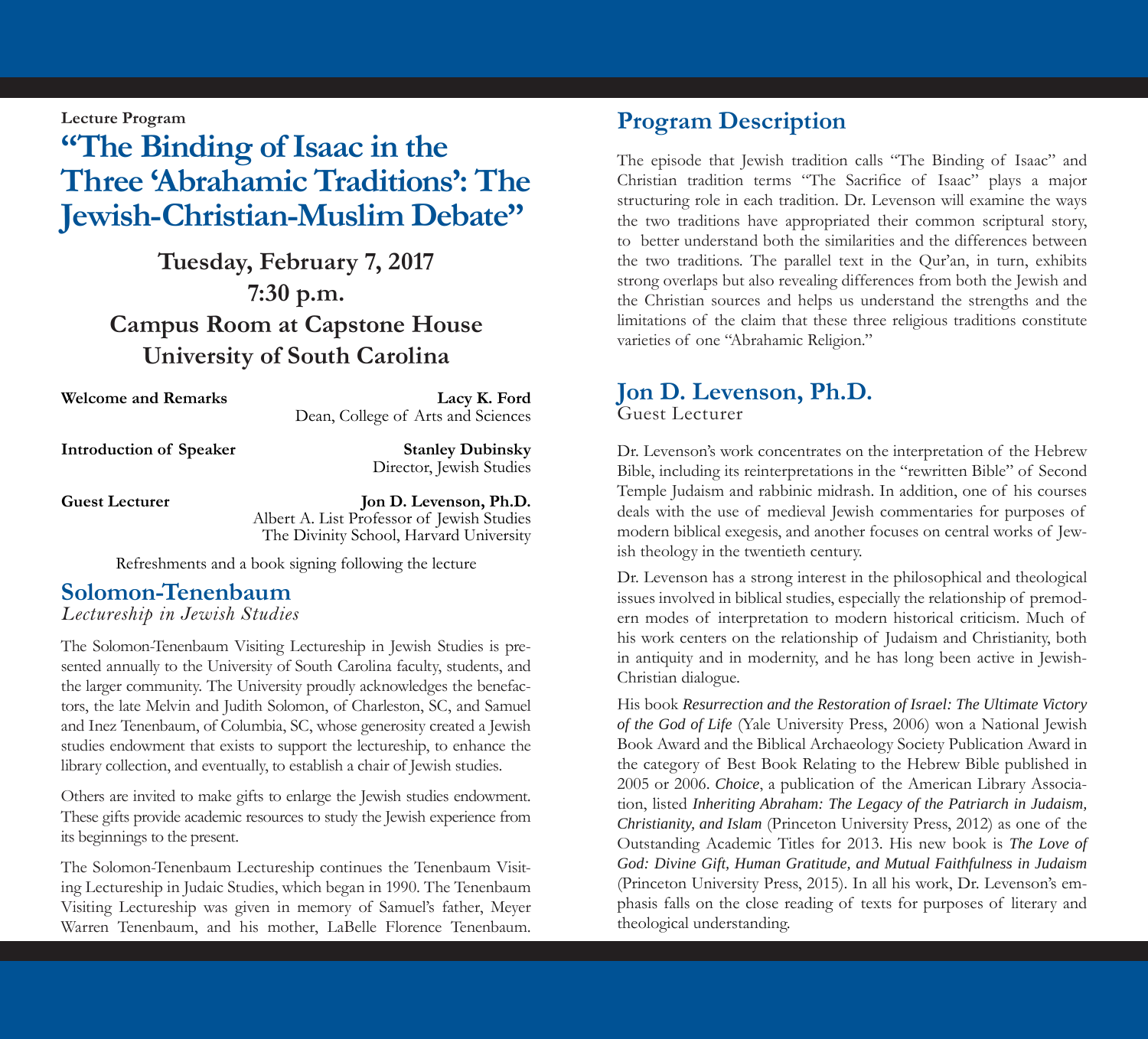Lecture Program

# "The Binding of Isaac in the Three 'Abrahamic Traditions': The Jewish-Christian-Muslim Debate"

**Tuesday, February 7, 2017**
**7:30 p.m.**
**Campus Room at Capstone House**
**University of South Carolina**

| | |
|---|---|
| **Welcome and Remarks** | **Lacy K. Ford**<br>Dean, College of Arts and Sciences |
| **Introduction of Speaker** | **Stanley Dubinsky**<br>Director, Jewish Studies |
| **Guest Lecturer** | **Jon D. Levenson, Ph.D.**<br>Albert A. List Professor of Jewish Studies<br>The Divinity School, Harvard University |

Refreshments and a book signing following the lecture

## Solomon-Tenenbaum

*Lectureship in Jewish Studies*

The Solomon-Tenenbaum Visiting Lectureship in Jewish Studies is presented annually to the University of South Carolina faculty, students, and the larger community. The University proudly acknowledges the benefactors, the late Melvin and Judith Solomon, of Charleston, SC, and Samuel and Inez Tenenbaum, of Columbia, SC, whose generosity created a Jewish studies endowment that exists to support the lectureship, to enhance the library collection, and eventually, to establish a chair of Jewish studies.

Others are invited to make gifts to enlarge the Jewish studies endowment. These gifts provide academic resources to study the Jewish experience from its beginnings to the present.

The Solomon-Tenenbaum Lectureship continues the Tenenbaum Visiting Lectureship in Judaic Studies, which began in 1990. The Tenenbaum Visiting Lectureship was given in memory of Samuel's father, Meyer Warren Tenenbaum, and his mother, LaBelle Florence Tenenbaum.

## Program Description

The episode that Jewish tradition calls "The Binding of Isaac" and Christian tradition terms "The Sacrifice of Isaac" plays a major structuring role in each tradition. Dr. Levenson will examine the ways the two traditions have appropriated their common scriptural story, to better understand both the similarities and the differences between the two traditions. The parallel text in the Qur'an, in turn, exhibits strong overlaps but also revealing differences from both the Jewish and the Christian sources and helps us understand the strengths and the limitations of the claim that these three religious traditions constitute varieties of one "Abrahamic Religion."

## Jon D. Levenson, Ph.D.

Guest Lecturer

Dr. Levenson's work concentrates on the interpretation of the Hebrew Bible, including its reinterpretations in the "rewritten Bible" of Second Temple Judaism and rabbinic midrash. In addition, one of his courses deals with the use of medieval Jewish commentaries for purposes of modern biblical exegesis, and another focuses on central works of Jewish theology in the twentieth century.

Dr. Levenson has a strong interest in the philosophical and theological issues involved in biblical studies, especially the relationship of premodern modes of interpretation to modern historical criticism. Much of his work centers on the relationship of Judaism and Christianity, both in antiquity and in modernity, and he has long been active in Jewish-Christian dialogue.

His book ***Resurrection and the Restoration of Israel: The Ultimate Victory of the God of Life*** (Yale University Press, 2006) won a National Jewish Book Award and the Biblical Archaeology Society Publication Award in the category of Best Book Relating to the Hebrew Bible published in 2005 or 2006. ***Choice***, a publication of the American Library Association, listed ***Inheriting Abraham: The Legacy of the Patriarch in Judaism, Christianity, and Islam*** (Princeton University Press, 2012) as one of the Outstanding Academic Titles for 2013. His new book is ***The Love of God: Divine Gift, Human Gratitude, and Mutual Faithfulness in Judaism*** (Princeton University Press, 2015). In all his work, Dr. Levenson's emphasis falls on the close reading of texts for purposes of literary and theological understanding.